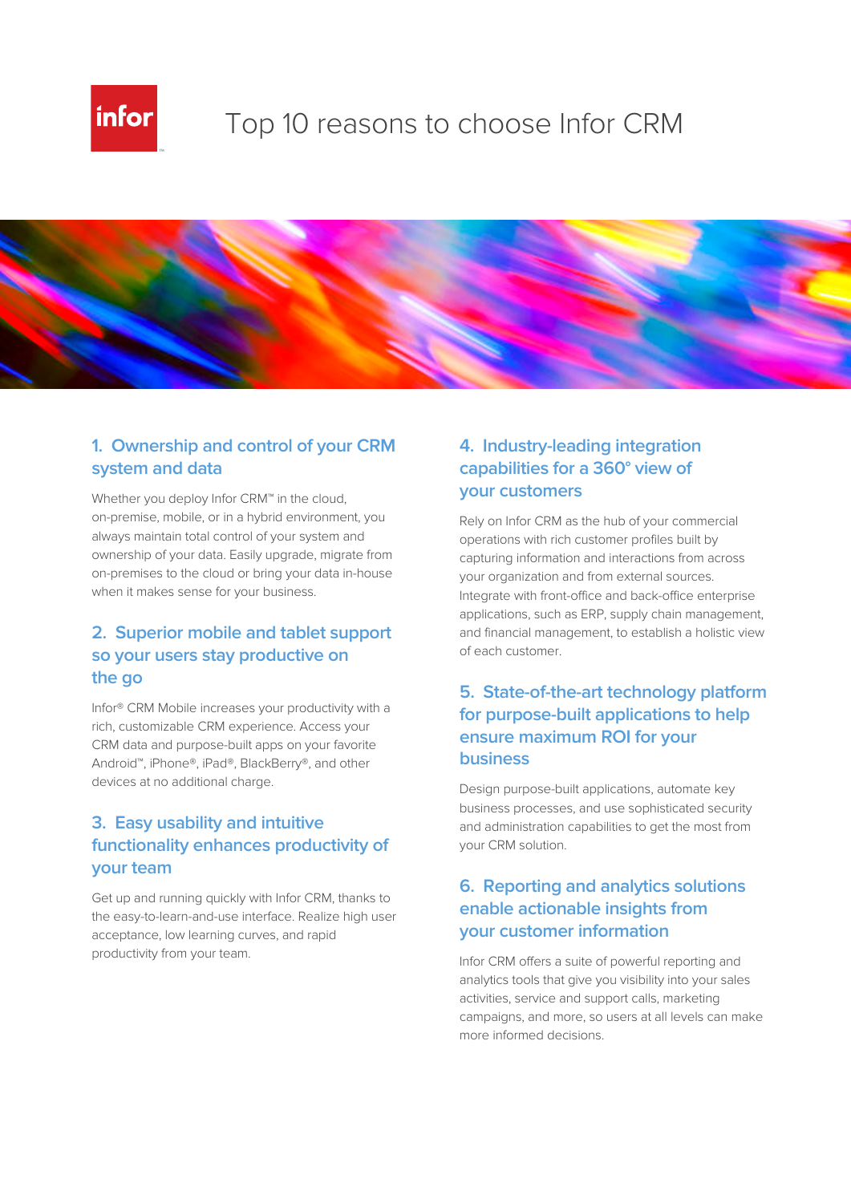# Top 10 reasons to choose Infor CRM

## 1. Ownership and control of your CRM system and data

Whether you deploy Infor CRM™ in the cloud, on-premise, mobile, or in a hybrid environment, you always maintain total control of your system and ownership of your data. Easily upgrade, migrate from on-premises to the cloud or bring your data in-house when it makes sense for your business.

## 2. Superior mobile and tablet support so your users stay productive on the go

Infor® CRM Mobile increases your productivity with a rich, customizable CRM experience. Access your CRM data and purpose-built apps on your favorite Android™, iPhone®, iPad®, BlackBerry®, and other devices at no additional charge.

## 3. Easy usability and intuitive functionality enhances productivity of your team

Get up and running quickly with Infor CRM, thanks to the easy-to-learn-and-use interface. Realize high user acceptance, low learning curves, and rapid productivity from your team.

## 4. Industry-leading integration capabilities for a 360° view of your customers

Rely on Infor CRM as the hub of your commercial operations with rich customer profiles built by capturing information and interactions from across your organization and from external sources. Integrate with front-office and back-office enterprise applications, such as ERP, supply chain management, and financial management, to establish a holistic view of each customer.

## 5. State-of-the-art technology platform for purpose-built applications to help ensure maximum ROI for your business

Design purpose-built applications, automate key business processes, and use sophisticated security and administration capabilities to get the most from your CRM solution.

## 6. Reporting and analytics solutions enable actionable insights from your customer information

Infor CRM offers a suite of powerful reporting and analytics tools that give you visibility into your sales activities, service and support calls, marketing campaigns, and more, so users at all levels can make more informed decisions.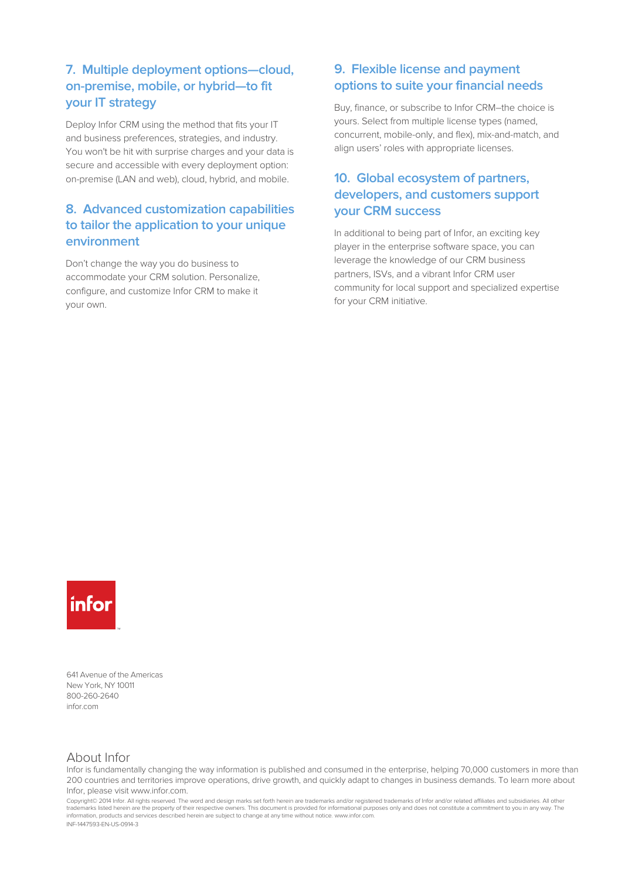## 7. Multiple deployment options—cloud, on-premise, mobile, or hybrid—to fit your IT strategy

Deploy Infor CRM using the method that fits your IT and business preferences, strategies, and industry. You won't be hit with surprise charges and your data is secure and accessible with every deployment option: on-premise (LAN and web), cloud, hybrid, and mobile.

## 8. Advanced customization capabilities to tailor the application to your unique environment

Don't change the way you do business to accommodate your CRM solution. Personalize, configure, and customize Infor CRM to make it your own.

## 9. Flexible license and payment options to suite your financial needs

Buy, finance, or subscribe to Infor CRM–the choice is yours. Select from multiple license types (named, concurrent, mobile-only, and flex), mix-and-match, and align users' roles with appropriate licenses.

## 10. Global ecosystem of partners, developers, and customers support your CRM success

In additional to being part of Infor, an exciting key player in the enterprise software space, you can leverage the knowledge of our CRM business partners, ISVs, and a vibrant Infor CRM user community for local support and specialized expertise for your CRM initiative.

infor

641 Avenue of the Americas
New York, NY 10011
800-260-2640
infor.com

## About Infor

Infor is fundamentally changing the way information is published and consumed in the enterprise, helping 70,000 customers in more than 200 countries and territories improve operations, drive growth, and quickly adapt to changes in business demands. To learn more about Infor, please visit www.infor.com.

Copyright© 2014 Infor. All rights reserved. The word and design marks set forth herein are trademarks and/or registered trademarks of Infor and/or related affiliates and subsidiaries. All other trademarks listed herein are the property of their respective owners. This document is provided for informational purposes only and does not constitute a commitment to you in any way. The information, products and services described herein are subject to change at any time without notice. www.infor.com.

INF-1447593-EN-US-0914-3